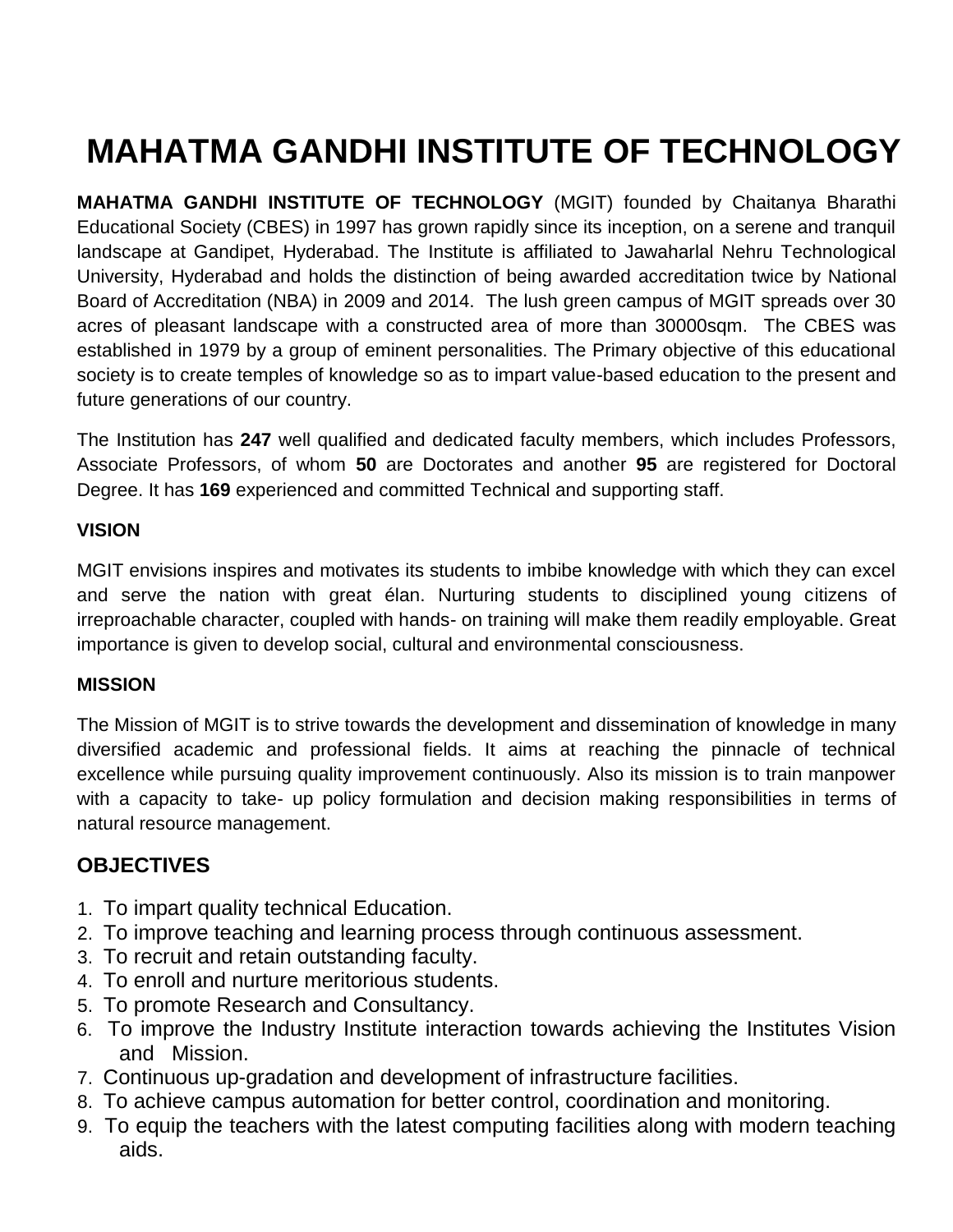# MAHATMA GANDHI INSTITUTE OF TECHNOLOGY

**MAHATMA GANDHI INSTITUTE OF TECHNOLOGY** (MGIT) founded by Chaitanya Bharathi Educational Society (CBES) in 1997 has grown rapidly since its inception, on a serene and tranquil landscape at Gandipet, Hyderabad. The Institute is affiliated to Jawaharlal Nehru Technological University, Hyderabad and holds the distinction of being awarded accreditation twice by National Board of Accreditation (NBA) in 2009 and 2014. The lush green campus of MGIT spreads over 30 acres of pleasant landscape with a constructed area of more than 30000sqm. The CBES was established in 1979 by a group of eminent personalities. The Primary objective of this educational society is to create temples of knowledge so as to impart value-based education to the present and future generations of our country.

The Institution has **247** well qualified and dedicated faculty members, which includes Professors, Associate Professors, of whom **50** are Doctorates and another **95** are registered for Doctoral Degree. It has **169** experienced and committed Technical and supporting staff.

**VISION**

MGIT envisions inspires and motivates its students to imbibe knowledge with which they can excel and serve the nation with great élan. Nurturing students to disciplined young citizens of irreproachable character, coupled with hands- on training will make them readily employable. Great importance is given to develop social, cultural and environmental consciousness.

**MISSION**

The Mission of MGIT is to strive towards the development and dissemination of knowledge in many diversified academic and professional fields. It aims at reaching the pinnacle of technical excellence while pursuing quality improvement continuously. Also its mission is to train manpower with a capacity to take- up policy formulation and decision making responsibilities in terms of natural resource management.

## OBJECTIVES

1. To impart quality technical Education.
2. To improve teaching and learning process through continuous assessment.
3. To recruit and retain outstanding faculty.
4. To enroll and nurture meritorious students.
5. To promote Research and Consultancy.
6. To improve the Industry Institute interaction towards achieving the Institutes Vision and Mission.
7. Continuous up-gradation and development of infrastructure facilities.
8. To achieve campus automation for better control, coordination and monitoring.
9. To equip the teachers with the latest computing facilities along with modern teaching aids.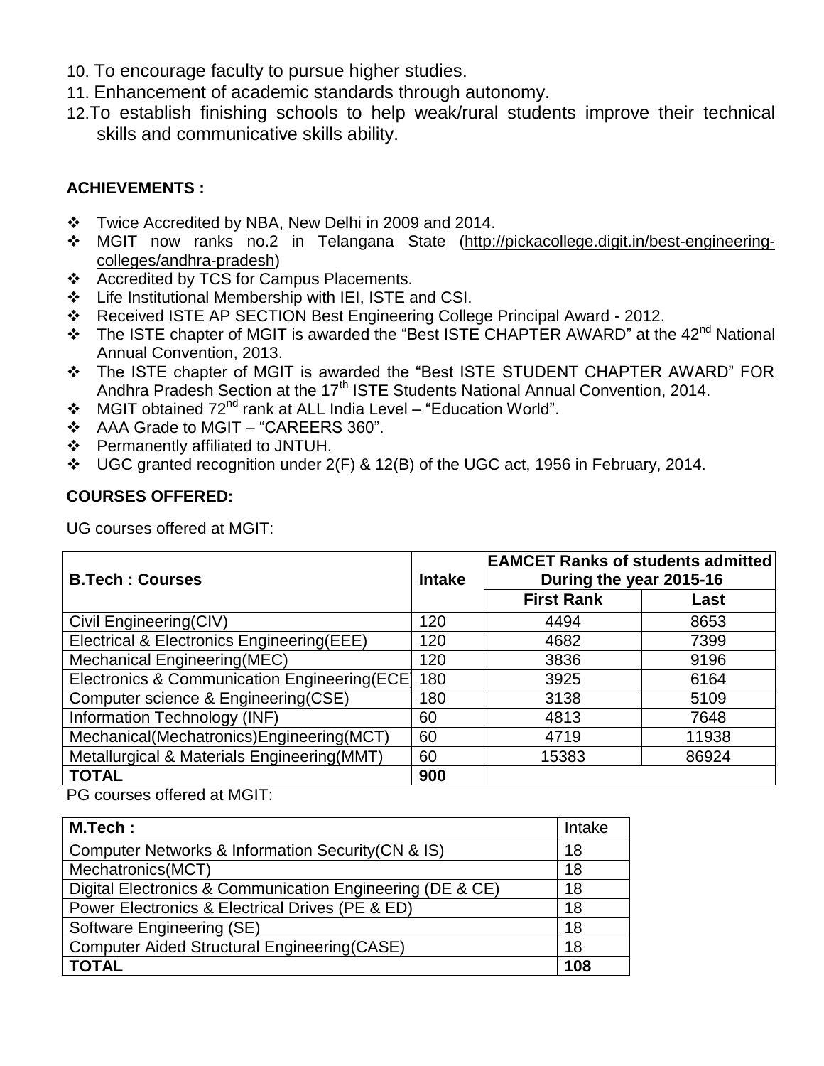10. To encourage faculty to pursue higher studies.
11. Enhancement of academic standards through autonomy.
12. To establish finishing schools to help weak/rural students improve their technical skills and communicative skills ability.

**ACHIEVEMENTS :**

- Twice Accredited by NBA, New Delhi in 2009 and 2014.
- MGIT now ranks no.2 in Telangana State (http://pickacollege.digit.in/best-engineering-colleges/andhra-pradesh)
- Accredited by TCS for Campus Placements.
- Life Institutional Membership with IEI, ISTE and CSI.
- Received ISTE AP SECTION Best Engineering College Principal Award - 2012.
- The ISTE chapter of MGIT is awarded the "Best ISTE CHAPTER AWARD" at the 42nd National Annual Convention, 2013.
- The ISTE chapter of MGIT is awarded the "Best ISTE STUDENT CHAPTER AWARD" FOR Andhra Pradesh Section at the 17th ISTE Students National Annual Convention, 2014.
- MGIT obtained 72nd rank at ALL India Level – "Education World".
- AAA Grade to MGIT – "CAREERS 360".
- Permanently affiliated to JNTUH.
- UGC granted recognition under 2(F) & 12(B) of the UGC act, 1956 in February, 2014.

**COURSES OFFERED:**

UG courses offered at MGIT:

| **B.Tech : Courses** | **Intake** | **EAMCET Ranks of students admitted During the year 2015-16** | |
|---|---|---|---|
| | | **First Rank** | **Last** |
| Civil Engineering(CIV) | 120 | 4494 | 8653 |
| Electrical & Electronics Engineering(EEE) | 120 | 4682 | 7399 |
| Mechanical Engineering(MEC) | 120 | 3836 | 9196 |
| Electronics & Communication Engineering(ECE) | 180 | 3925 | 6164 |
| Computer science & Engineering(CSE) | 180 | 3138 | 5109 |
| Information Technology (INF) | 60 | 4813 | 7648 |
| Mechanical(Mechatronics)Engineering(MCT) | 60 | 4719 | 11938 |
| Metallurgical & Materials Engineering(MMT) | 60 | 15383 | 86924 |
| **TOTAL** | **900** | | |

PG courses offered at MGIT:

| **M.Tech :** | Intake |
|---|---|
| Computer Networks & Information Security(CN & IS) | 18 |
| Mechatronics(MCT) | 18 |
| Digital Electronics & Communication Engineering (DE & CE) | 18 |
| Power Electronics & Electrical Drives (PE & ED) | 18 |
| Software Engineering (SE) | 18 |
| Computer Aided Structural Engineering(CASE) | 18 |
| **TOTAL** | **108** |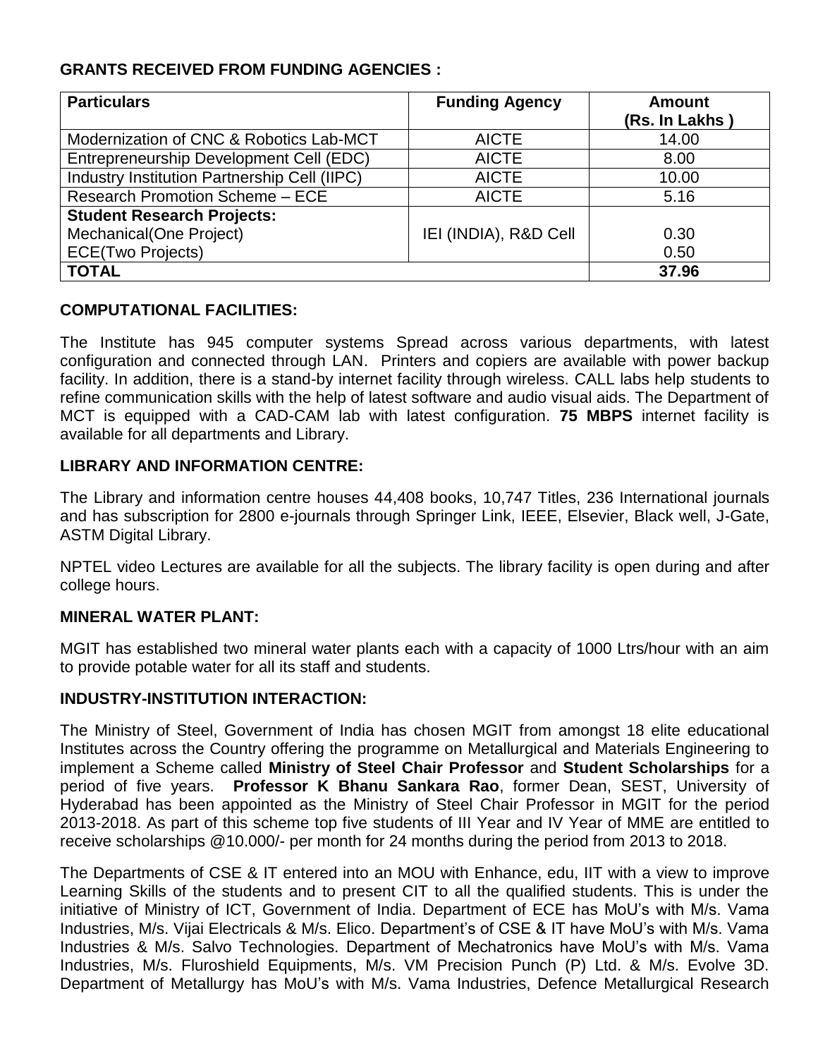### GRANTS RECEIVED FROM FUNDING AGENCIES :

| Particulars | Funding Agency | Amount (Rs. In Lakhs ) |
|---|---|---|
| Modernization of CNC & Robotics Lab-MCT | AICTE | 14.00 |
| Entrepreneurship Development Cell (EDC) | AICTE | 8.00 |
| Industry Institution Partnership Cell (IIPC) | AICTE | 10.00 |
| Research Promotion Scheme – ECE | AICTE | 5.16 |
| **Student Research Projects:** | | |
| Mechanical(One Project) | IEI (INDIA), R&D Cell | 0.30 |
| ECE(Two Projects) | | 0.50 |
| **TOTAL** | | **37.96** |

### COMPUTATIONAL FACILITIES:

The Institute has 945 computer systems Spread across various departments, with latest configuration and connected through LAN. Printers and copiers are available with power backup facility. In addition, there is a stand-by internet facility through wireless. CALL labs help students to refine communication skills with the help of latest software and audio visual aids. The Department of MCT is equipped with a CAD-CAM lab with latest configuration. **75 MBPS** internet facility is available for all departments and Library.

### LIBRARY AND INFORMATION CENTRE:

The Library and information centre houses 44,408 books, 10,747 Titles, 236 International journals and has subscription for 2800 e-journals through Springer Link, IEEE, Elsevier, Black well, J-Gate, ASTM Digital Library.

NPTEL video Lectures are available for all the subjects. The library facility is open during and after college hours.

### MINERAL WATER PLANT:

MGIT has established two mineral water plants each with a capacity of 1000 Ltrs/hour with an aim to provide potable water for all its staff and students.

### INDUSTRY-INSTITUTION INTERACTION:

The Ministry of Steel, Government of India has chosen MGIT from amongst 18 elite educational Institutes across the Country offering the programme on Metallurgical and Materials Engineering to implement a Scheme called **Ministry of Steel Chair Professor** and **Student Scholarships** for a period of five years. **Professor K Bhanu Sankara Rao**, former Dean, SEST, University of Hyderabad has been appointed as the Ministry of Steel Chair Professor in MGIT for the period 2013-2018. As part of this scheme top five students of III Year and IV Year of MME are entitled to receive scholarships @10.000/- per month for 24 months during the period from 2013 to 2018.

The Departments of CSE & IT entered into an MOU with Enhance, edu, IIT with a view to improve Learning Skills of the students and to present CIT to all the qualified students. This is under the initiative of Ministry of ICT, Government of India. Department of ECE has MoU's with M/s. Vama Industries, M/s. Vijai Electricals & M/s. Elico. Department's of CSE & IT have MoU's with M/s. Vama Industries & M/s. Salvo Technologies. Department of Mechatronics have MoU's with M/s. Vama Industries, M/s. Fluroshield Equipments, M/s. VM Precision Punch (P) Ltd. & M/s. Evolve 3D. Department of Metallurgy has MoU's with M/s. Vama Industries, Defence Metallurgical Research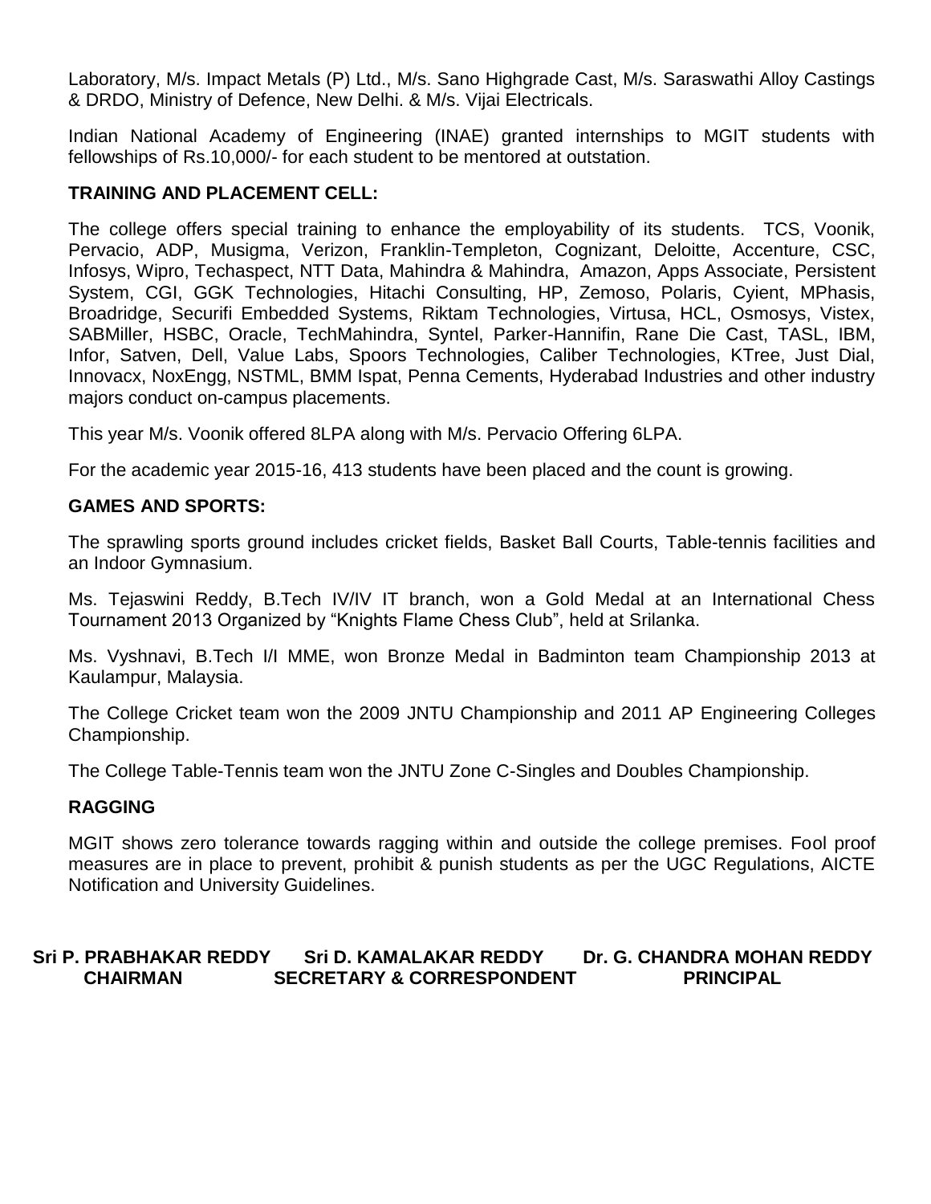Laboratory, M/s. Impact Metals (P) Ltd., M/s. Sano Highgrade Cast, M/s. Saraswathi Alloy Castings & DRDO, Ministry of Defence, New Delhi. & M/s. Vijai Electricals.

Indian National Academy of Engineering (INAE) granted internships to MGIT students with fellowships of Rs.10,000/- for each student to be mentored at outstation.

**TRAINING AND PLACEMENT CELL:**

The college offers special training to enhance the employability of its students. TCS, Voonik, Pervacio, ADP, Musigma, Verizon, Franklin-Templeton, Cognizant, Deloitte, Accenture, CSC, Infosys, Wipro, Techaspect, NTT Data, Mahindra & Mahindra, Amazon, Apps Associate, Persistent System, CGI, GGK Technologies, Hitachi Consulting, HP, Zemoso, Polaris, Cyient, MPhasis, Broadridge, Securifi Embedded Systems, Riktam Technologies, Virtusa, HCL, Osmosys, Vistex, SABMiller, HSBC, Oracle, TechMahindra, Syntel, Parker-Hannifin, Rane Die Cast, TASL, IBM, Infor, Satven, Dell, Value Labs, Spoors Technologies, Caliber Technologies, KTree, Just Dial, Innovacx, NoxEngg, NSTML, BMM Ispat, Penna Cements, Hyderabad Industries and other industry majors conduct on-campus placements.

This year M/s. Voonik offered 8LPA along with M/s. Pervacio Offering 6LPA.

For the academic year 2015-16, 413 students have been placed and the count is growing.

**GAMES AND SPORTS:**

The sprawling sports ground includes cricket fields, Basket Ball Courts, Table-tennis facilities and an Indoor Gymnasium.

Ms. Tejaswini Reddy, B.Tech IV/IV IT branch, won a Gold Medal at an International Chess Tournament 2013 Organized by "Knights Flame Chess Club", held at Srilanka.

Ms. Vyshnavi, B.Tech I/I MME, won Bronze Medal in Badminton team Championship 2013 at Kaulampur, Malaysia.

The College Cricket team won the 2009 JNTU Championship and 2011 AP Engineering Colleges Championship.

The College Table-Tennis team won the JNTU Zone C-Singles and Doubles Championship.

**RAGGING**

MGIT shows zero tolerance towards ragging within and outside the college premises. Fool proof measures are in place to prevent, prohibit & punish students as per the UGC Regulations, AICTE Notification and University Guidelines.

| | | |
|---|---|---|
| **Sri P. PRABHAKAR REDDY** | **Sri D. KAMALAKAR REDDY** | **Dr. G. CHANDRA MOHAN REDDY** |
| **CHAIRMAN** | **SECRETARY & CORRESPONDENT** | **PRINCIPAL** |